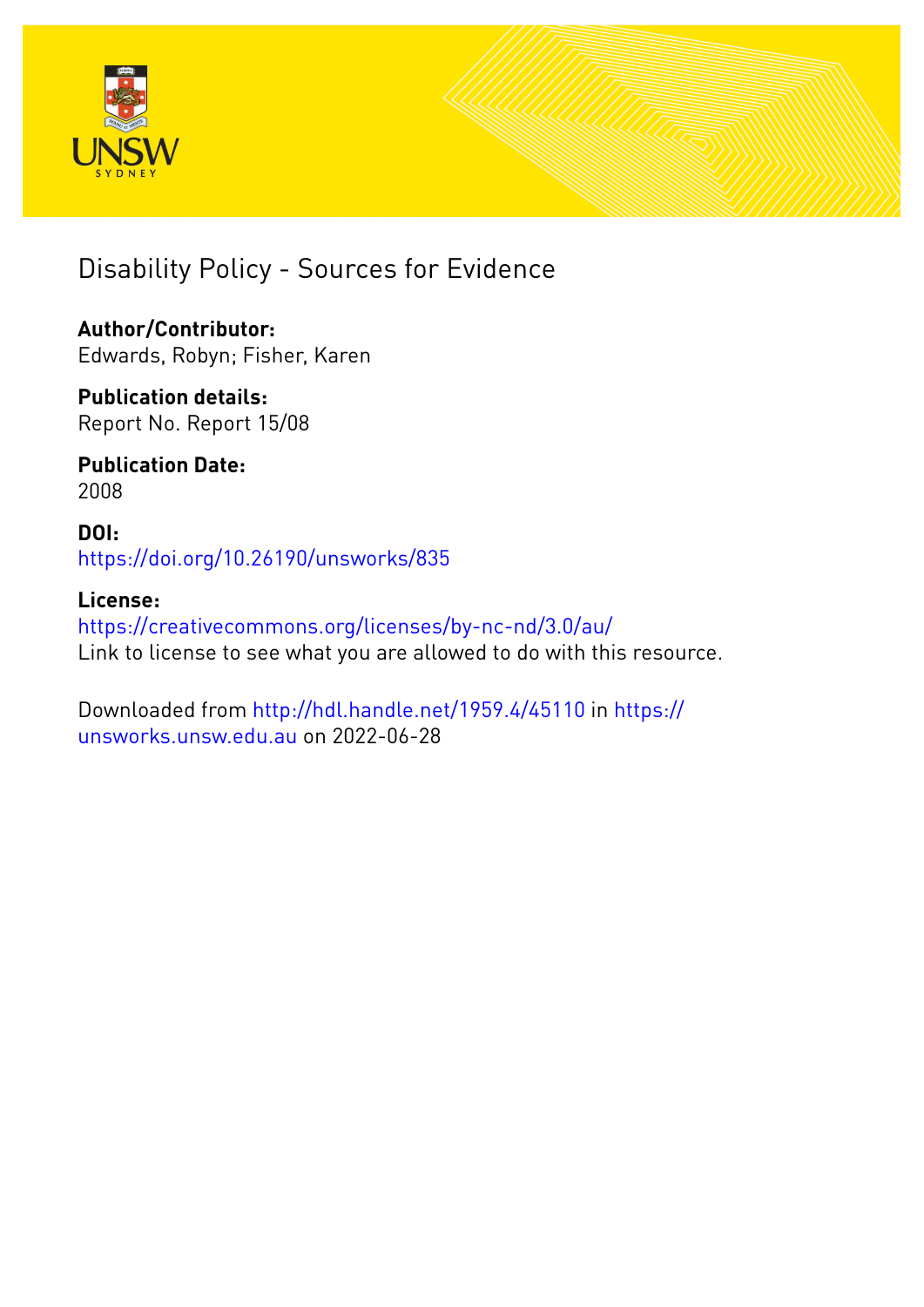# Disability Policy - Sources for Evidence

**Author/Contributor:**
Edwards, Robyn; Fisher, Karen

**Publication details:**
Report No. Report 15/08

**Publication Date:**
2008

**DOI:**
https://doi.org/10.26190/unsworks/835

**License:**
https://creativecommons.org/licenses/by-nc-nd/3.0/au/
Link to license to see what you are allowed to do with this resource.

Downloaded from http://hdl.handle.net/1959.4/45110 in https://unsworks.unsw.edu.au on 2022-06-28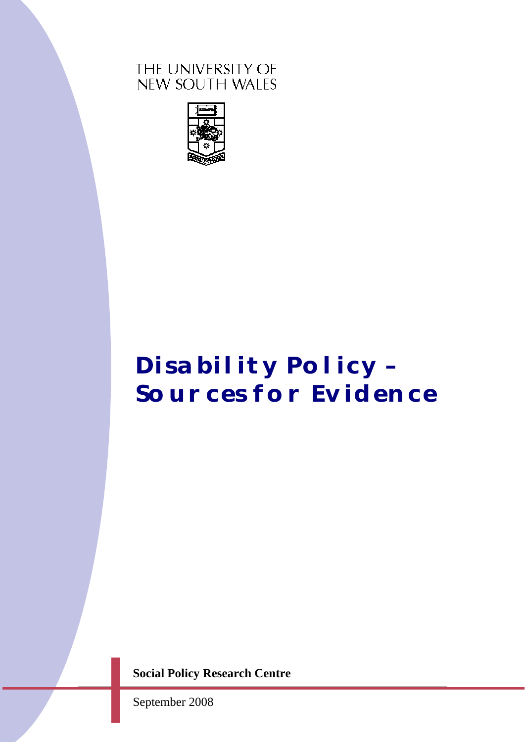THE UNIVERSITY OF
NEW SOUTH WALES

# Disability Policy – Sources for Evidence

**Social Policy Research Centre**

September 2008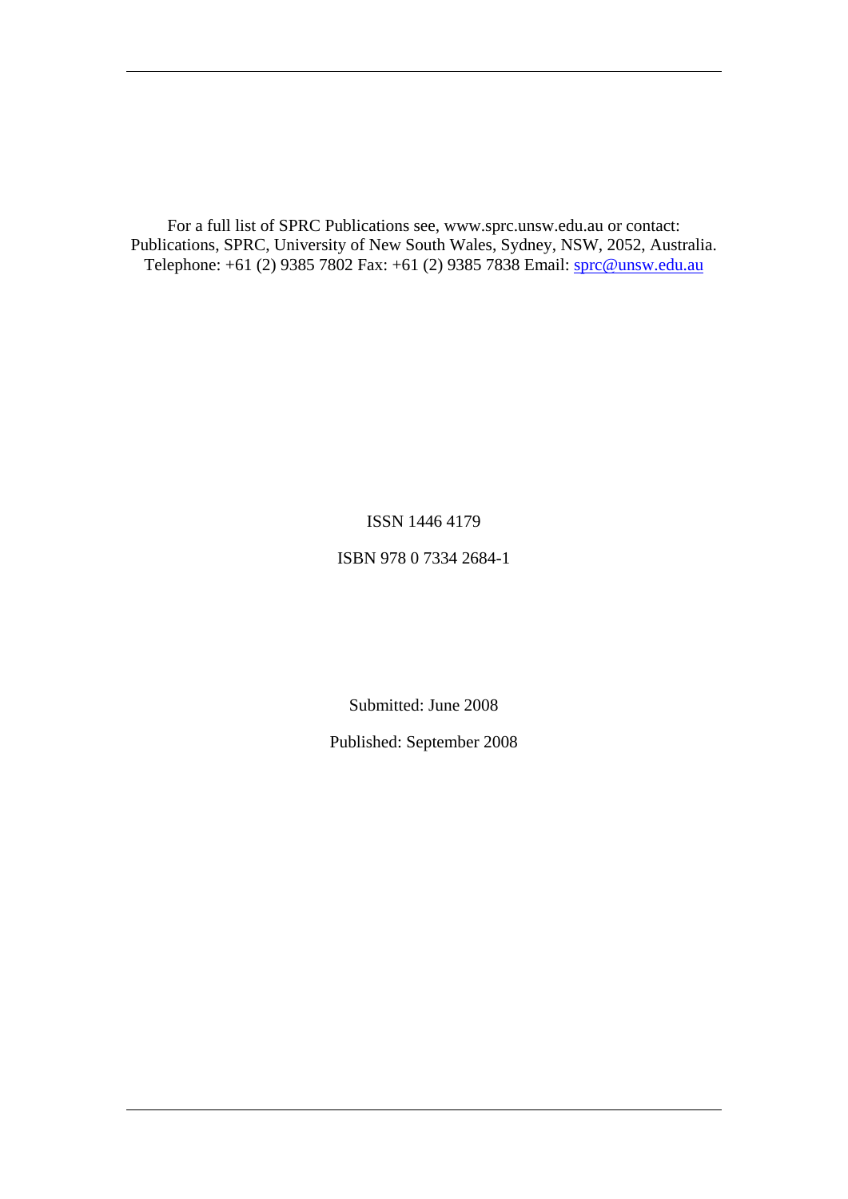For a full list of SPRC Publications see, www.sprc.unsw.edu.au or contact:
Publications, SPRC, University of New South Wales, Sydney, NSW, 2052, Australia.
Telephone: +61 (2) 9385 7802 Fax: +61 (2) 9385 7838 Email: sprc@unsw.edu.au

ISSN 1446 4179

ISBN 978 0 7334 2684-1

Submitted: June 2008

Published: September 2008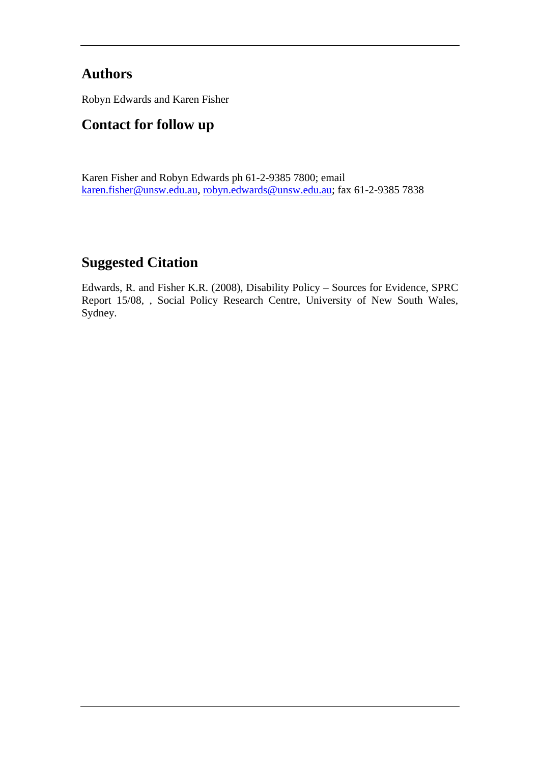## Authors

Robyn Edwards and Karen Fisher

## Contact for follow up

Karen Fisher and Robyn Edwards ph 61-2-9385 7800; email karen.fisher@unsw.edu.au, robyn.edwards@unsw.edu.au; fax 61-2-9385 7838

## Suggested Citation

Edwards, R. and Fisher K.R. (2008), Disability Policy – Sources for Evidence, SPRC Report 15/08, , Social Policy Research Centre, University of New South Wales, Sydney.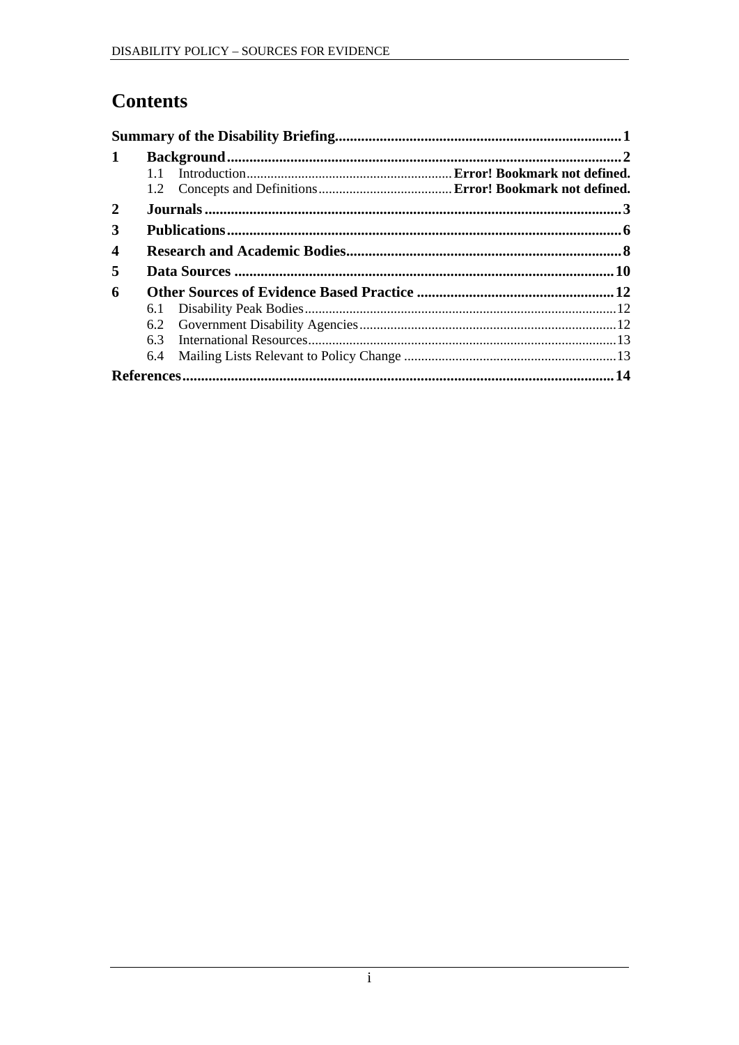# Contents

**Summary of the Disability Briefing ........................................................................... 1**

**1 Background ........................................................................................................ 2**

- 1.1 Introduction ........................................................... **Error! Bookmark not defined.**
- 1.2 Concepts and Definitions ....................................... **Error! Bookmark not defined.**

**2 Journals ................................................................................................................ 3**

**3 Publications .......................................................................................................... 6**

**4 Research and Academic Bodies .......................................................................... 8**

**5 Data Sources ..................................................................................................... 10**

**6 Other Sources of Evidence Based Practice ..................................................... 12**

- 6.1 Disability Peak Bodies .......................................................................................... 12
- 6.2 Government Disability Agencies .......................................................................... 12
- 6.3 International Resources ........................................................................................ 13
- 6.4 Mailing Lists Relevant to Policy Change ............................................................. 13

**References ................................................................................................................. 14**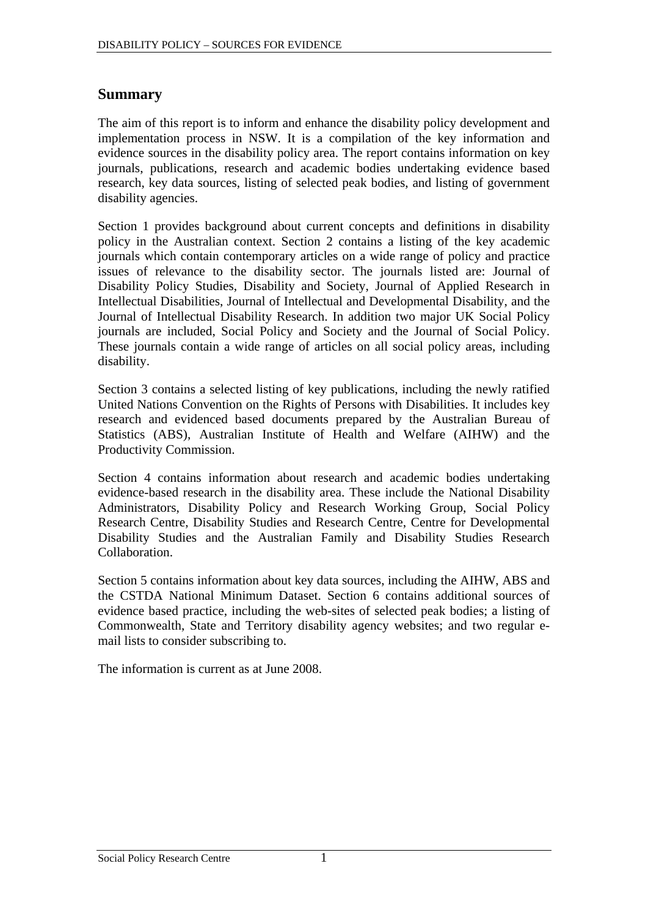## Summary

The aim of this report is to inform and enhance the disability policy development and implementation process in NSW. It is a compilation of the key information and evidence sources in the disability policy area. The report contains information on key journals, publications, research and academic bodies undertaking evidence based research, key data sources, listing of selected peak bodies, and listing of government disability agencies.

Section 1 provides background about current concepts and definitions in disability policy in the Australian context. Section 2 contains a listing of the key academic journals which contain contemporary articles on a wide range of policy and practice issues of relevance to the disability sector. The journals listed are: Journal of Disability Policy Studies, Disability and Society, Journal of Applied Research in Intellectual Disabilities, Journal of Intellectual and Developmental Disability, and the Journal of Intellectual Disability Research. In addition two major UK Social Policy journals are included, Social Policy and Society and the Journal of Social Policy. These journals contain a wide range of articles on all social policy areas, including disability.

Section 3 contains a selected listing of key publications, including the newly ratified United Nations Convention on the Rights of Persons with Disabilities. It includes key research and evidenced based documents prepared by the Australian Bureau of Statistics (ABS), Australian Institute of Health and Welfare (AIHW) and the Productivity Commission.

Section 4 contains information about research and academic bodies undertaking evidence-based research in the disability area. These include the National Disability Administrators, Disability Policy and Research Working Group, Social Policy Research Centre, Disability Studies and Research Centre, Centre for Developmental Disability Studies and the Australian Family and Disability Studies Research Collaboration.

Section 5 contains information about key data sources, including the AIHW, ABS and the CSTDA National Minimum Dataset. Section 6 contains additional sources of evidence based practice, including the web-sites of selected peak bodies; a listing of Commonwealth, State and Territory disability agency websites; and two regular e-mail lists to consider subscribing to.

The information is current as at June 2008.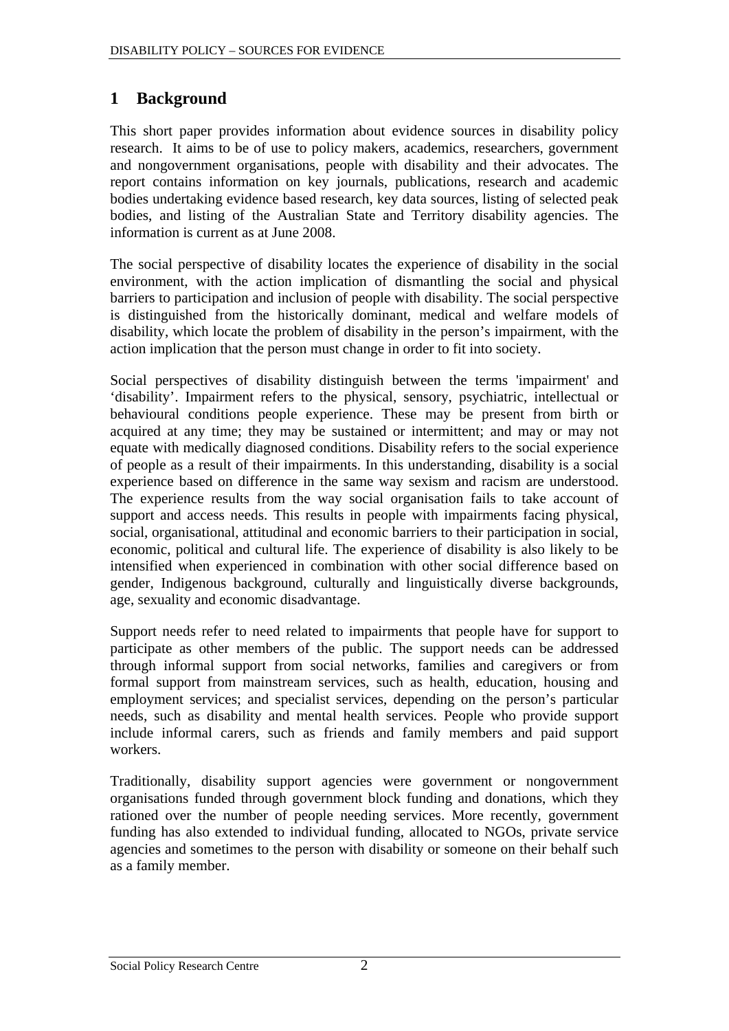# 1 Background

This short paper provides information about evidence sources in disability policy research. It aims to be of use to policy makers, academics, researchers, government and nongovernment organisations, people with disability and their advocates. The report contains information on key journals, publications, research and academic bodies undertaking evidence based research, key data sources, listing of selected peak bodies, and listing of the Australian State and Territory disability agencies. The information is current as at June 2008.

The social perspective of disability locates the experience of disability in the social environment, with the action implication of dismantling the social and physical barriers to participation and inclusion of people with disability. The social perspective is distinguished from the historically dominant, medical and welfare models of disability, which locate the problem of disability in the person's impairment, with the action implication that the person must change in order to fit into society.

Social perspectives of disability distinguish between the terms 'impairment' and 'disability'. Impairment refers to the physical, sensory, psychiatric, intellectual or behavioural conditions people experience. These may be present from birth or acquired at any time; they may be sustained or intermittent; and may or may not equate with medically diagnosed conditions. Disability refers to the social experience of people as a result of their impairments. In this understanding, disability is a social experience based on difference in the same way sexism and racism are understood. The experience results from the way social organisation fails to take account of support and access needs. This results in people with impairments facing physical, social, organisational, attitudinal and economic barriers to their participation in social, economic, political and cultural life. The experience of disability is also likely to be intensified when experienced in combination with other social difference based on gender, Indigenous background, culturally and linguistically diverse backgrounds, age, sexuality and economic disadvantage.

Support needs refer to need related to impairments that people have for support to participate as other members of the public. The support needs can be addressed through informal support from social networks, families and caregivers or from formal support from mainstream services, such as health, education, housing and employment services; and specialist services, depending on the person's particular needs, such as disability and mental health services. People who provide support include informal carers, such as friends and family members and paid support workers.

Traditionally, disability support agencies were government or nongovernment organisations funded through government block funding and donations, which they rationed over the number of people needing services. More recently, government funding has also extended to individual funding, allocated to NGOs, private service agencies and sometimes to the person with disability or someone on their behalf such as a family member.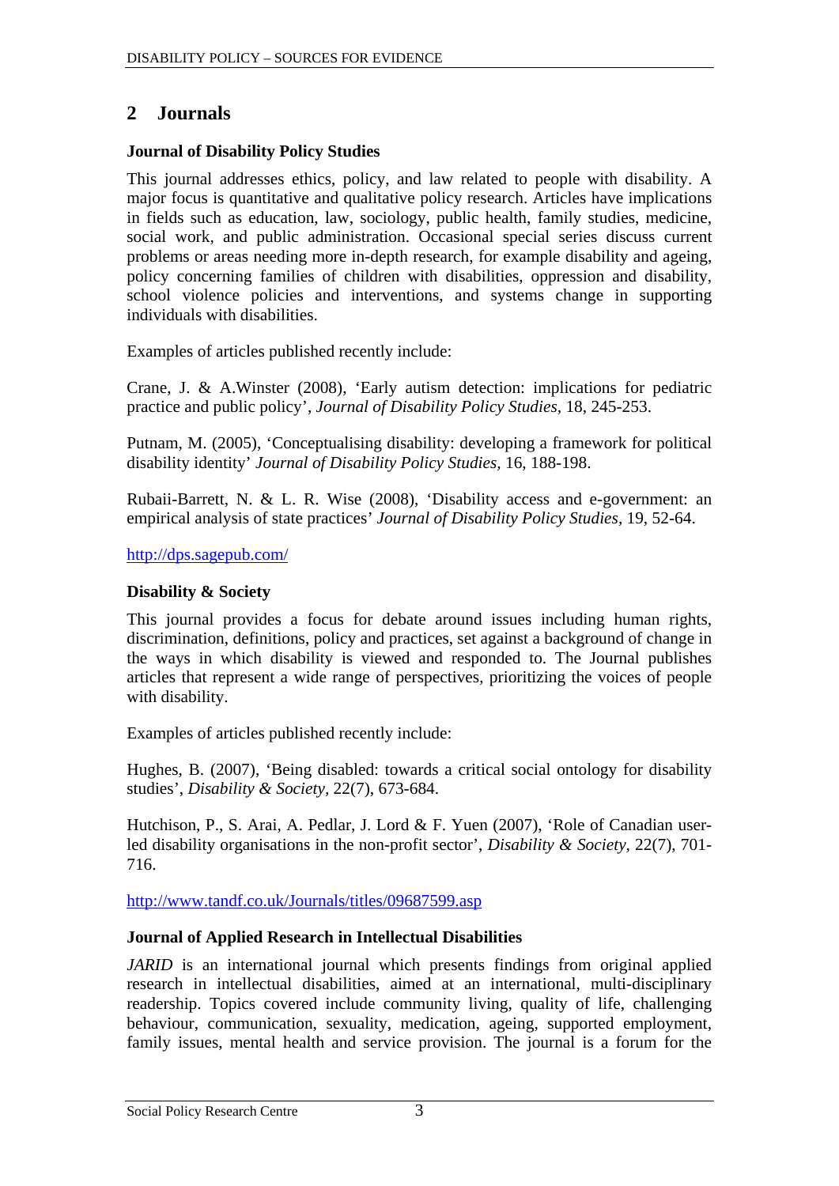## 2 Journals

### Journal of Disability Policy Studies

This journal addresses ethics, policy, and law related to people with disability. A major focus is quantitative and qualitative policy research. Articles have implications in fields such as education, law, sociology, public health, family studies, medicine, social work, and public administration. Occasional special series discuss current problems or areas needing more in-depth research, for example disability and ageing, policy concerning families of children with disabilities, oppression and disability, school violence policies and interventions, and systems change in supporting individuals with disabilities.

Examples of articles published recently include:

Crane, J. & A.Winster (2008), 'Early autism detection: implications for pediatric practice and public policy', *Journal of Disability Policy Studies,* 18, 245-253.

Putnam, M. (2005), 'Conceptualising disability: developing a framework for political disability identity' *Journal of Disability Policy Studies,* 16, 188-198.

Rubaii-Barrett, N. & L. R. Wise (2008), 'Disability access and e-government: an empirical analysis of state practices' *Journal of Disability Policy Studies,* 19, 52-64.

http://dps.sagepub.com/

### Disability & Society

This journal provides a focus for debate around issues including human rights, discrimination, definitions, policy and practices, set against a background of change in the ways in which disability is viewed and responded to. The Journal publishes articles that represent a wide range of perspectives, prioritizing the voices of people with disability.

Examples of articles published recently include:

Hughes, B. (2007), 'Being disabled: towards a critical social ontology for disability studies', *Disability & Society,* 22(7), 673-684.

Hutchison, P., S. Arai, A. Pedlar, J. Lord & F. Yuen (2007), 'Role of Canadian user-led disability organisations in the non-profit sector', *Disability & Society,* 22(7), 701-716.

http://www.tandf.co.uk/Journals/titles/09687599.asp

### Journal of Applied Research in Intellectual Disabilities

*JARID* is an international journal which presents findings from original applied research in intellectual disabilities, aimed at an international, multi-disciplinary readership. Topics covered include community living, quality of life, challenging behaviour, communication, sexuality, medication, ageing, supported employment, family issues, mental health and service provision. The journal is a forum for the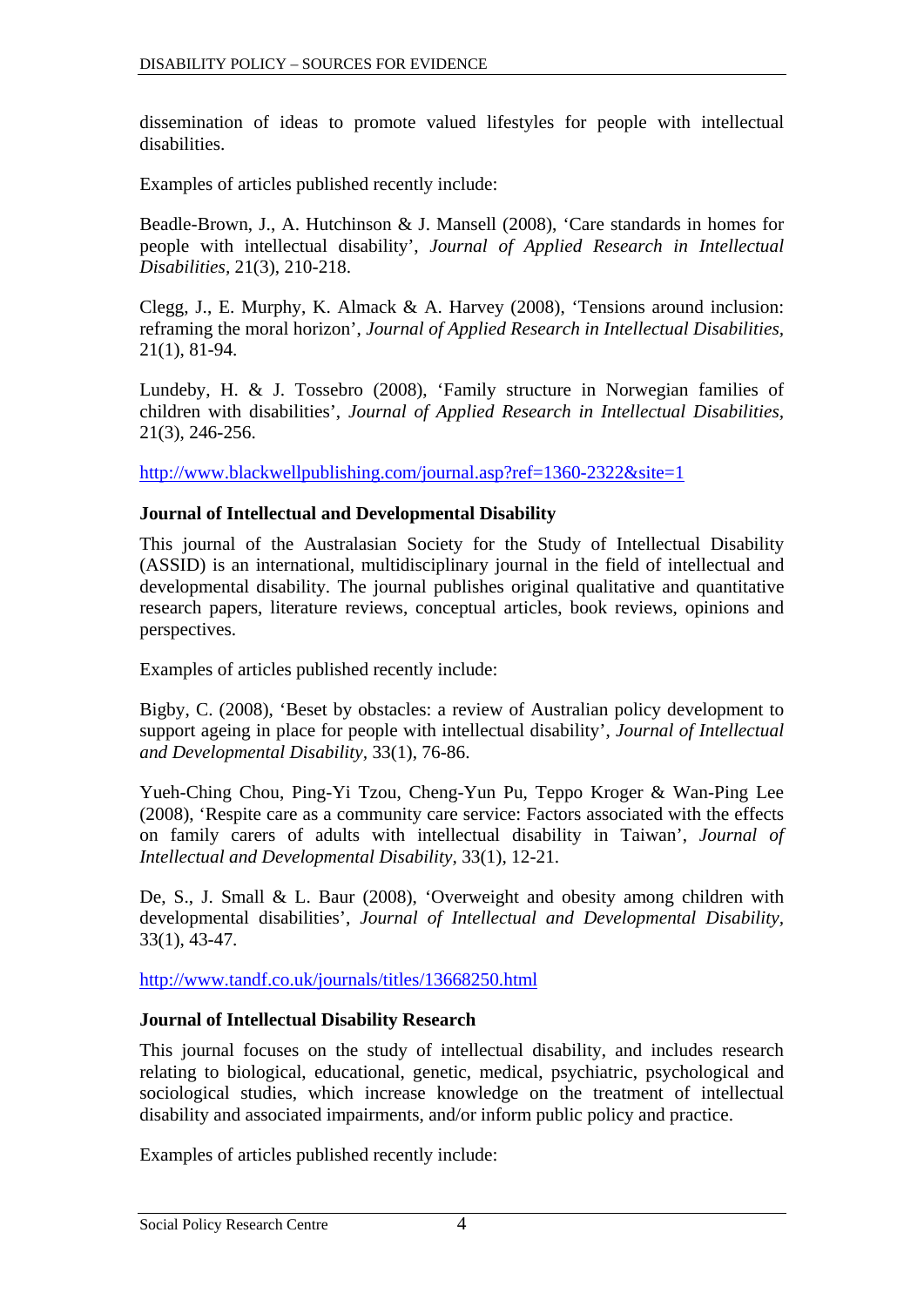dissemination of ideas to promote valued lifestyles for people with intellectual disabilities.

Examples of articles published recently include:

Beadle-Brown, J., A. Hutchinson & J. Mansell (2008), 'Care standards in homes for people with intellectual disability', *Journal of Applied Research in Intellectual Disabilities*, 21(3), 210-218.

Clegg, J., E. Murphy, K. Almack & A. Harvey (2008), 'Tensions around inclusion: reframing the moral horizon', *Journal of Applied Research in Intellectual Disabilities*, 21(1), 81-94.

Lundeby, H. & J. Tossebro (2008), 'Family structure in Norwegian families of children with disabilities', *Journal of Applied Research in Intellectual Disabilities*, 21(3), 246-256.

http://www.blackwellpublishing.com/journal.asp?ref=1360-2322&site=1

**Journal of Intellectual and Developmental Disability**

This journal of the Australasian Society for the Study of Intellectual Disability (ASSID) is an international, multidisciplinary journal in the field of intellectual and developmental disability. The journal publishes original qualitative and quantitative research papers, literature reviews, conceptual articles, book reviews, opinions and perspectives.

Examples of articles published recently include:

Bigby, C. (2008), 'Beset by obstacles: a review of Australian policy development to support ageing in place for people with intellectual disability', *Journal of Intellectual and Developmental Disability*, 33(1), 76-86.

Yueh-Ching Chou, Ping-Yi Tzou, Cheng-Yun Pu, Teppo Kroger & Wan-Ping Lee (2008), 'Respite care as a community care service: Factors associated with the effects on family carers of adults with intellectual disability in Taiwan', *Journal of Intellectual and Developmental Disability*, 33(1), 12-21.

De, S., J. Small & L. Baur (2008), 'Overweight and obesity among children with developmental disabilities', *Journal of Intellectual and Developmental Disability*, 33(1), 43-47.

http://www.tandf.co.uk/journals/titles/13668250.html

**Journal of Intellectual Disability Research**

This journal focuses on the study of intellectual disability, and includes research relating to biological, educational, genetic, medical, psychiatric, psychological and sociological studies, which increase knowledge on the treatment of intellectual disability and associated impairments, and/or inform public policy and practice.

Examples of articles published recently include: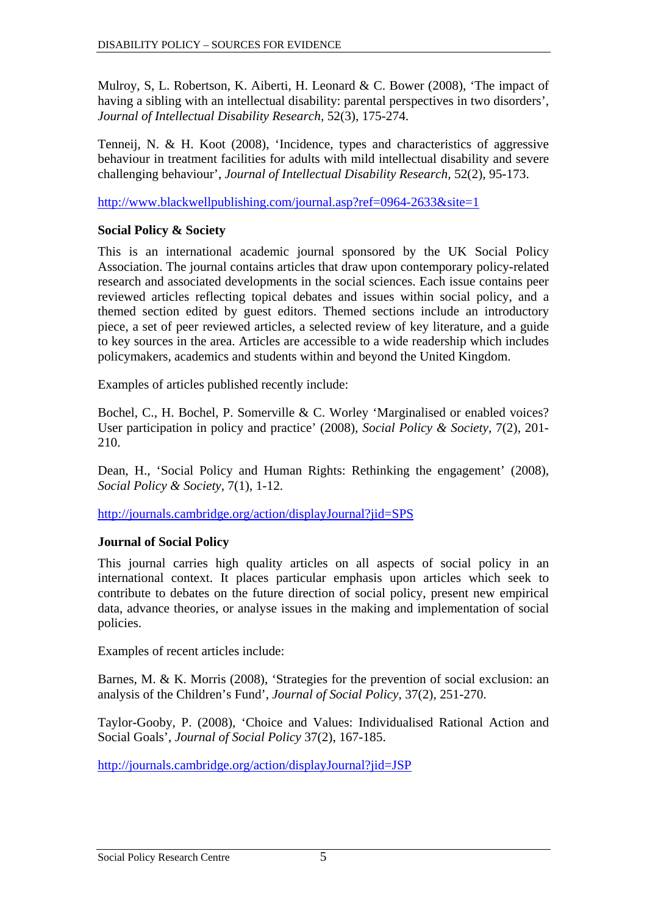Mulroy, S, L. Robertson, K. Aiberti, H. Leonard & C. Bower (2008), 'The impact of having a sibling with an intellectual disability: parental perspectives in two disorders', *Journal of Intellectual Disability Research*, 52(3), 175-274.

Tenneij, N. & H. Koot (2008), 'Incidence, types and characteristics of aggressive behaviour in treatment facilities for adults with mild intellectual disability and severe challenging behaviour', *Journal of Intellectual Disability Research*, 52(2), 95-173.

http://www.blackwellpublishing.com/journal.asp?ref=0964-2633&site=1

**Social Policy & Society**

This is an international academic journal sponsored by the UK Social Policy Association. The journal contains articles that draw upon contemporary policy-related research and associated developments in the social sciences. Each issue contains peer reviewed articles reflecting topical debates and issues within social policy, and a themed section edited by guest editors. Themed sections include an introductory piece, a set of peer reviewed articles, a selected review of key literature, and a guide to key sources in the area. Articles are accessible to a wide readership which includes policymakers, academics and students within and beyond the United Kingdom.

Examples of articles published recently include:

Bochel, C., H. Bochel, P. Somerville & C. Worley 'Marginalised or enabled voices? User participation in policy and practice' (2008), *Social Policy & Society*, 7(2), 201-210.

Dean, H., 'Social Policy and Human Rights: Rethinking the engagement' (2008), *Social Policy & Society*, 7(1), 1-12.

http://journals.cambridge.org/action/displayJournal?jid=SPS

**Journal of Social Policy**

This journal carries high quality articles on all aspects of social policy in an international context. It places particular emphasis upon articles which seek to contribute to debates on the future direction of social policy, present new empirical data, advance theories, or analyse issues in the making and implementation of social policies.

Examples of recent articles include:

Barnes, M. & K. Morris (2008), 'Strategies for the prevention of social exclusion: an analysis of the Children's Fund', *Journal of Social Policy*, 37(2), 251-270.

Taylor-Gooby, P. (2008), 'Choice and Values: Individualised Rational Action and Social Goals', *Journal of Social Policy* 37(2), 167-185.

http://journals.cambridge.org/action/displayJournal?jid=JSP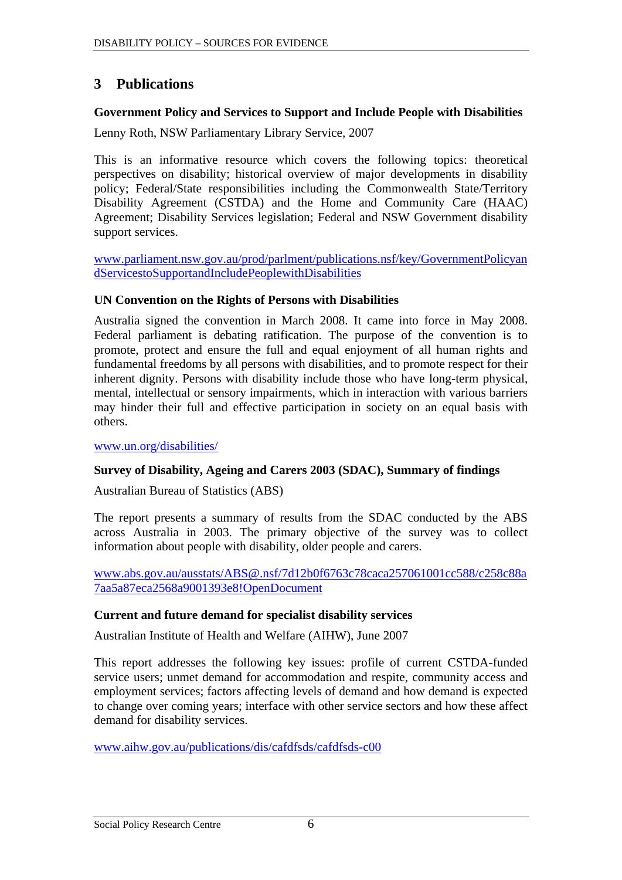## 3 Publications

**Government Policy and Services to Support and Include People with Disabilities**

Lenny Roth, NSW Parliamentary Library Service, 2007

This is an informative resource which covers the following topics: theoretical perspectives on disability; historical overview of major developments in disability policy; Federal/State responsibilities including the Commonwealth State/Territory Disability Agreement (CSTDA) and the Home and Community Care (HAAC) Agreement; Disability Services legislation; Federal and NSW Government disability support services.

www.parliament.nsw.gov.au/prod/parlment/publications.nsf/key/GovernmentPolicyandServicestoSupportandIncludePeoplewithDisabilities

**UN Convention on the Rights of Persons with Disabilities**

Australia signed the convention in March 2008. It came into force in May 2008. Federal parliament is debating ratification. The purpose of the convention is to promote, protect and ensure the full and equal enjoyment of all human rights and fundamental freedoms by all persons with disabilities, and to promote respect for their inherent dignity. Persons with disability include those who have long-term physical, mental, intellectual or sensory impairments, which in interaction with various barriers may hinder their full and effective participation in society on an equal basis with others.

www.un.org/disabilities/

**Survey of Disability, Ageing and Carers 2003 (SDAC), Summary of findings**

Australian Bureau of Statistics (ABS)

The report presents a summary of results from the SDAC conducted by the ABS across Australia in 2003. The primary objective of the survey was to collect information about people with disability, older people and carers.

www.abs.gov.au/ausstats/ABS@.nsf/7d12b0f6763c78caca257061001cc588/c258c88a7aa5a87eca2568a9001393e8!OpenDocument

**Current and future demand for specialist disability services**

Australian Institute of Health and Welfare (AIHW), June 2007

This report addresses the following key issues: profile of current CSTDA-funded service users; unmet demand for accommodation and respite, community access and employment services; factors affecting levels of demand and how demand is expected to change over coming years; interface with other service sectors and how these affect demand for disability services.

www.aihw.gov.au/publications/dis/cafdfsds/cafdfsds-c00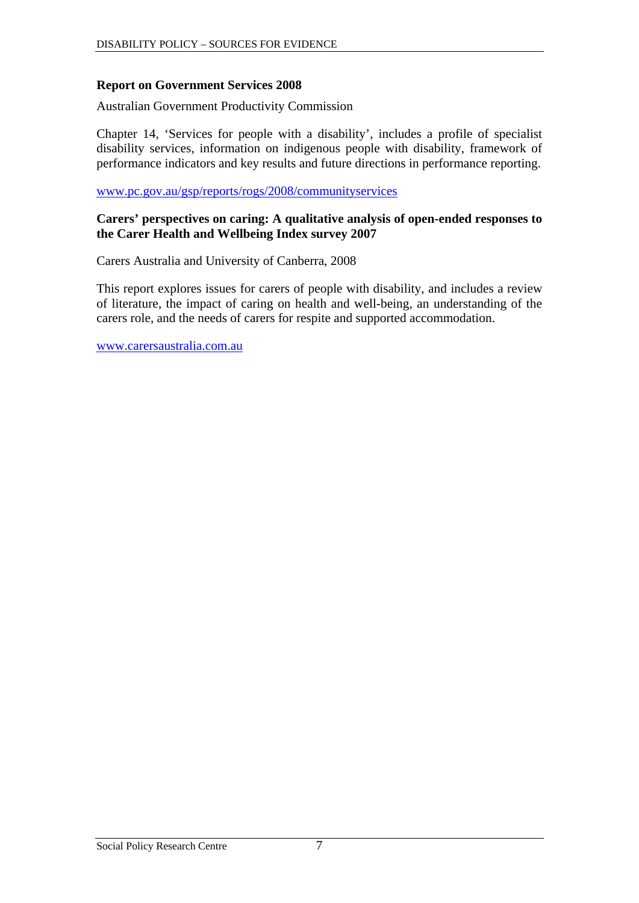**Report on Government Services 2008**

Australian Government Productivity Commission

Chapter 14, 'Services for people with a disability', includes a profile of specialist disability services, information on indigenous people with disability, framework of performance indicators and key results and future directions in performance reporting.

www.pc.gov.au/gsp/reports/rogs/2008/communityservices

**Carers' perspectives on caring: A qualitative analysis of open-ended responses to the Carer Health and Wellbeing Index survey 2007**

Carers Australia and University of Canberra, 2008

This report explores issues for carers of people with disability, and includes a review of literature, the impact of caring on health and well-being, an understanding of the carers role, and the needs of carers for respite and supported accommodation.

www.carersaustralia.com.au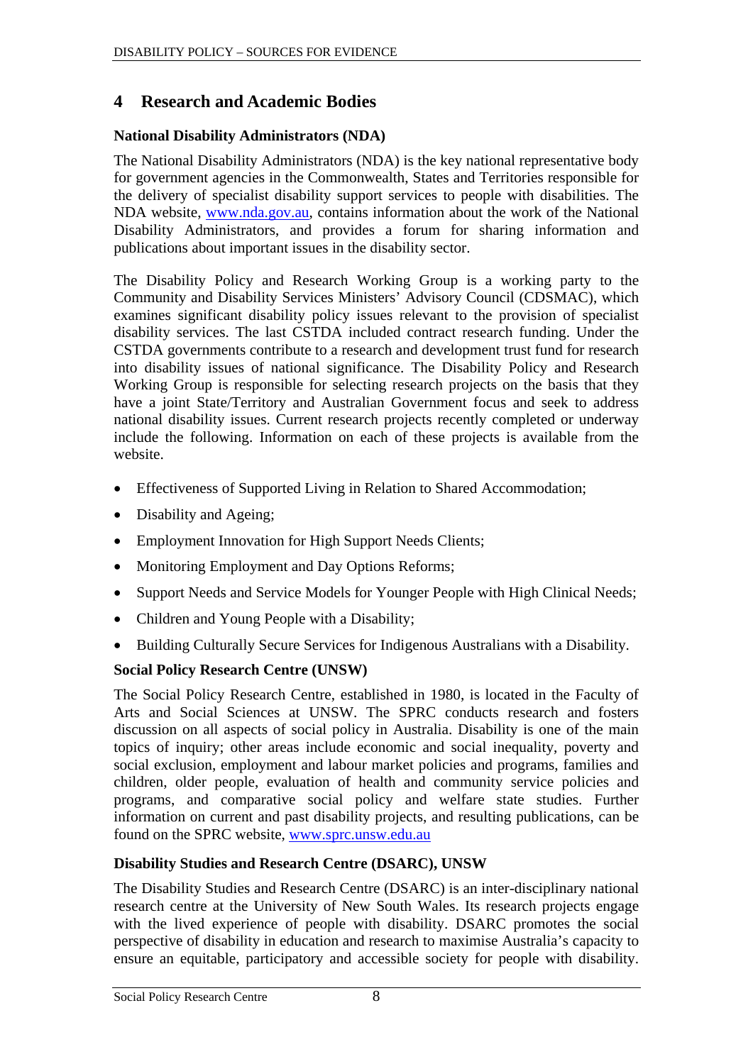## 4 Research and Academic Bodies

**National Disability Administrators (NDA)**

The National Disability Administrators (NDA) is the key national representative body for government agencies in the Commonwealth, States and Territories responsible for the delivery of specialist disability support services to people with disabilities. The NDA website, www.nda.gov.au, contains information about the work of the National Disability Administrators, and provides a forum for sharing information and publications about important issues in the disability sector.

The Disability Policy and Research Working Group is a working party to the Community and Disability Services Ministers' Advisory Council (CDSMAC), which examines significant disability policy issues relevant to the provision of specialist disability services. The last CSTDA included contract research funding. Under the CSTDA governments contribute to a research and development trust fund for research into disability issues of national significance. The Disability Policy and Research Working Group is responsible for selecting research projects on the basis that they have a joint State/Territory and Australian Government focus and seek to address national disability issues. Current research projects recently completed or underway include the following. Information on each of these projects is available from the website.

- Effectiveness of Supported Living in Relation to Shared Accommodation;
- Disability and Ageing;
- Employment Innovation for High Support Needs Clients;
- Monitoring Employment and Day Options Reforms;
- Support Needs and Service Models for Younger People with High Clinical Needs;
- Children and Young People with a Disability;
- Building Culturally Secure Services for Indigenous Australians with a Disability.

**Social Policy Research Centre (UNSW)**

The Social Policy Research Centre, established in 1980, is located in the Faculty of Arts and Social Sciences at UNSW. The SPRC conducts research and fosters discussion on all aspects of social policy in Australia. Disability is one of the main topics of inquiry; other areas include economic and social inequality, poverty and social exclusion, employment and labour market policies and programs, families and children, older people, evaluation of health and community service policies and programs, and comparative social policy and welfare state studies. Further information on current and past disability projects, and resulting publications, can be found on the SPRC website, www.sprc.unsw.edu.au

**Disability Studies and Research Centre (DSARC), UNSW**

The Disability Studies and Research Centre (DSARC) is an inter-disciplinary national research centre at the University of New South Wales. Its research projects engage with the lived experience of people with disability. DSARC promotes the social perspective of disability in education and research to maximise Australia's capacity to ensure an equitable, participatory and accessible society for people with disability.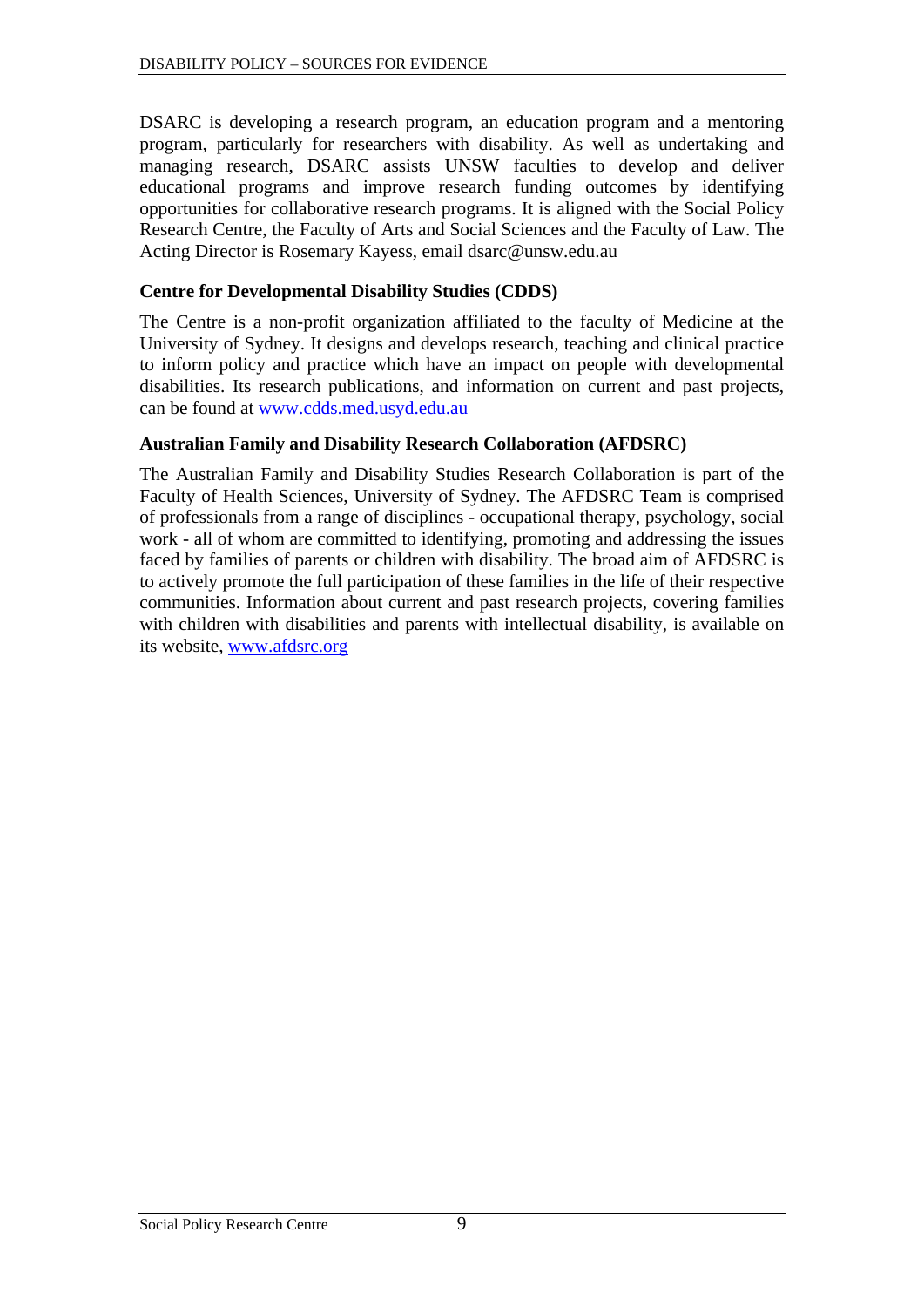DSARC is developing a research program, an education program and a mentoring program, particularly for researchers with disability. As well as undertaking and managing research, DSARC assists UNSW faculties to develop and deliver educational programs and improve research funding outcomes by identifying opportunities for collaborative research programs. It is aligned with the Social Policy Research Centre, the Faculty of Arts and Social Sciences and the Faculty of Law. The Acting Director is Rosemary Kayess, email dsarc@unsw.edu.au

### Centre for Developmental Disability Studies (CDDS)

The Centre is a non-profit organization affiliated to the faculty of Medicine at the University of Sydney. It designs and develops research, teaching and clinical practice to inform policy and practice which have an impact on people with developmental disabilities. Its research publications, and information on current and past projects, can be found at [www.cdds.med.usyd.edu.au](www.cdds.med.usyd.edu.au)

### Australian Family and Disability Research Collaboration (AFDSRC)

The Australian Family and Disability Studies Research Collaboration is part of the Faculty of Health Sciences, University of Sydney. The AFDSRC Team is comprised of professionals from a range of disciplines - occupational therapy, psychology, social work - all of whom are committed to identifying, promoting and addressing the issues faced by families of parents or children with disability. The broad aim of AFDSRC is to actively promote the full participation of these families in the life of their respective communities. Information about current and past research projects, covering families with children with disabilities and parents with intellectual disability, is available on its website, [www.afdsrc.org](www.afdsrc.org)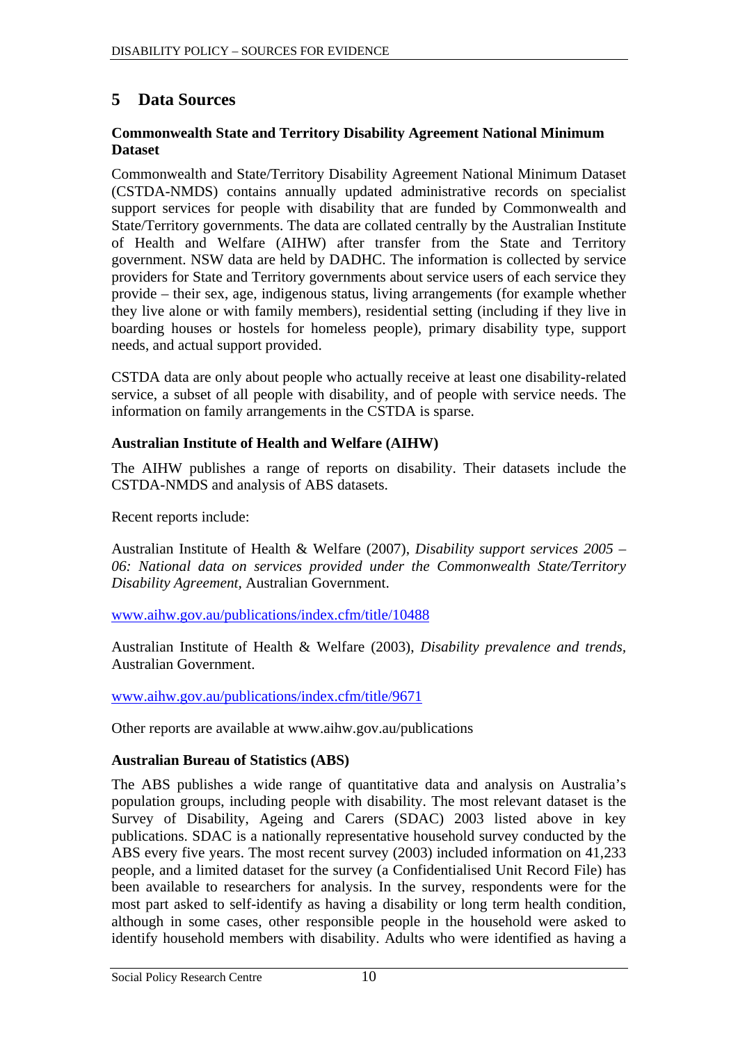## 5 Data Sources

### Commonwealth State and Territory Disability Agreement National Minimum Dataset

Commonwealth and State/Territory Disability Agreement National Minimum Dataset (CSTDA-NMDS) contains annually updated administrative records on specialist support services for people with disability that are funded by Commonwealth and State/Territory governments. The data are collated centrally by the Australian Institute of Health and Welfare (AIHW) after transfer from the State and Territory government. NSW data are held by DADHC. The information is collected by service providers for State and Territory governments about service users of each service they provide – their sex, age, indigenous status, living arrangements (for example whether they live alone or with family members), residential setting (including if they live in boarding houses or hostels for homeless people), primary disability type, support needs, and actual support provided.

CSTDA data are only about people who actually receive at least one disability-related service, a subset of all people with disability, and of people with service needs. The information on family arrangements in the CSTDA is sparse.

### Australian Institute of Health and Welfare (AIHW)

The AIHW publishes a range of reports on disability. Their datasets include the CSTDA-NMDS and analysis of ABS datasets.

Recent reports include:

Australian Institute of Health & Welfare (2007), *Disability support services 2005 – 06: National data on services provided under the Commonwealth State/Territory Disability Agreement*, Australian Government.

www.aihw.gov.au/publications/index.cfm/title/10488

Australian Institute of Health & Welfare (2003), *Disability prevalence and trends*, Australian Government.

www.aihw.gov.au/publications/index.cfm/title/9671

Other reports are available at www.aihw.gov.au/publications

### Australian Bureau of Statistics (ABS)

The ABS publishes a wide range of quantitative data and analysis on Australia's population groups, including people with disability. The most relevant dataset is the Survey of Disability, Ageing and Carers (SDAC) 2003 listed above in key publications. SDAC is a nationally representative household survey conducted by the ABS every five years. The most recent survey (2003) included information on 41,233 people, and a limited dataset for the survey (a Confidentialised Unit Record File) has been available to researchers for analysis. In the survey, respondents were for the most part asked to self-identify as having a disability or long term health condition, although in some cases, other responsible people in the household were asked to identify household members with disability. Adults who were identified as having a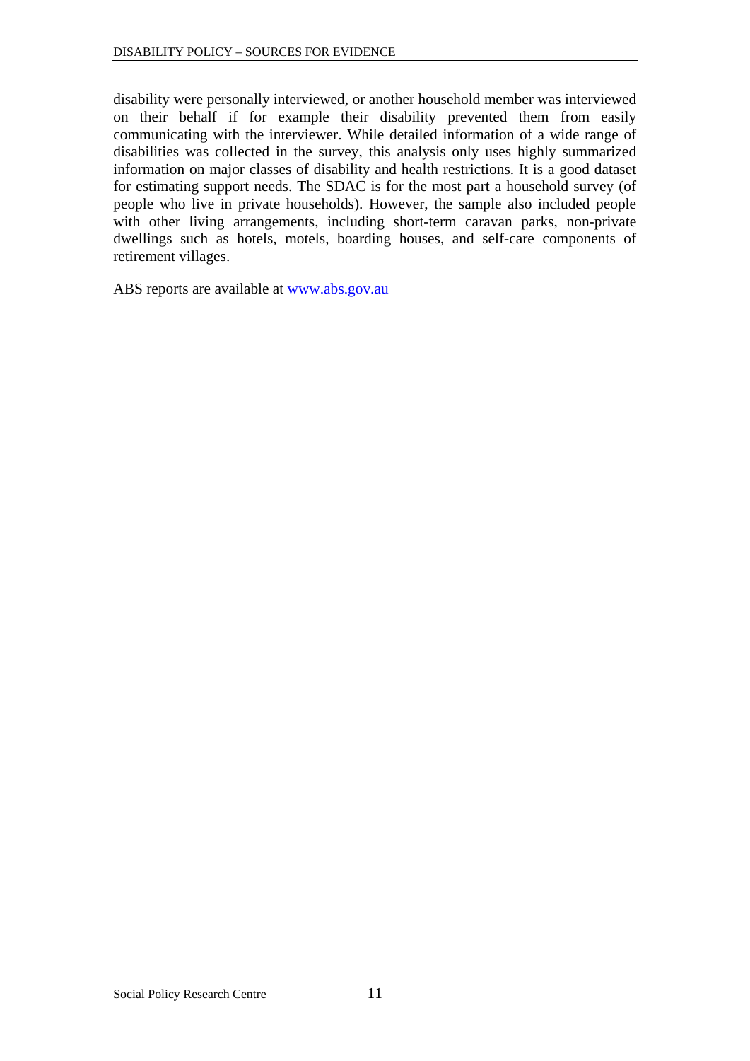disability were personally interviewed, or another household member was interviewed on their behalf if for example their disability prevented them from easily communicating with the interviewer. While detailed information of a wide range of disabilities was collected in the survey, this analysis only uses highly summarized information on major classes of disability and health restrictions. It is a good dataset for estimating support needs. The SDAC is for the most part a household survey (of people who live in private households). However, the sample also included people with other living arrangements, including short-term caravan parks, non-private dwellings such as hotels, motels, boarding houses, and self-care components of retirement villages.

ABS reports are available at [www.abs.gov.au](http://www.abs.gov.au)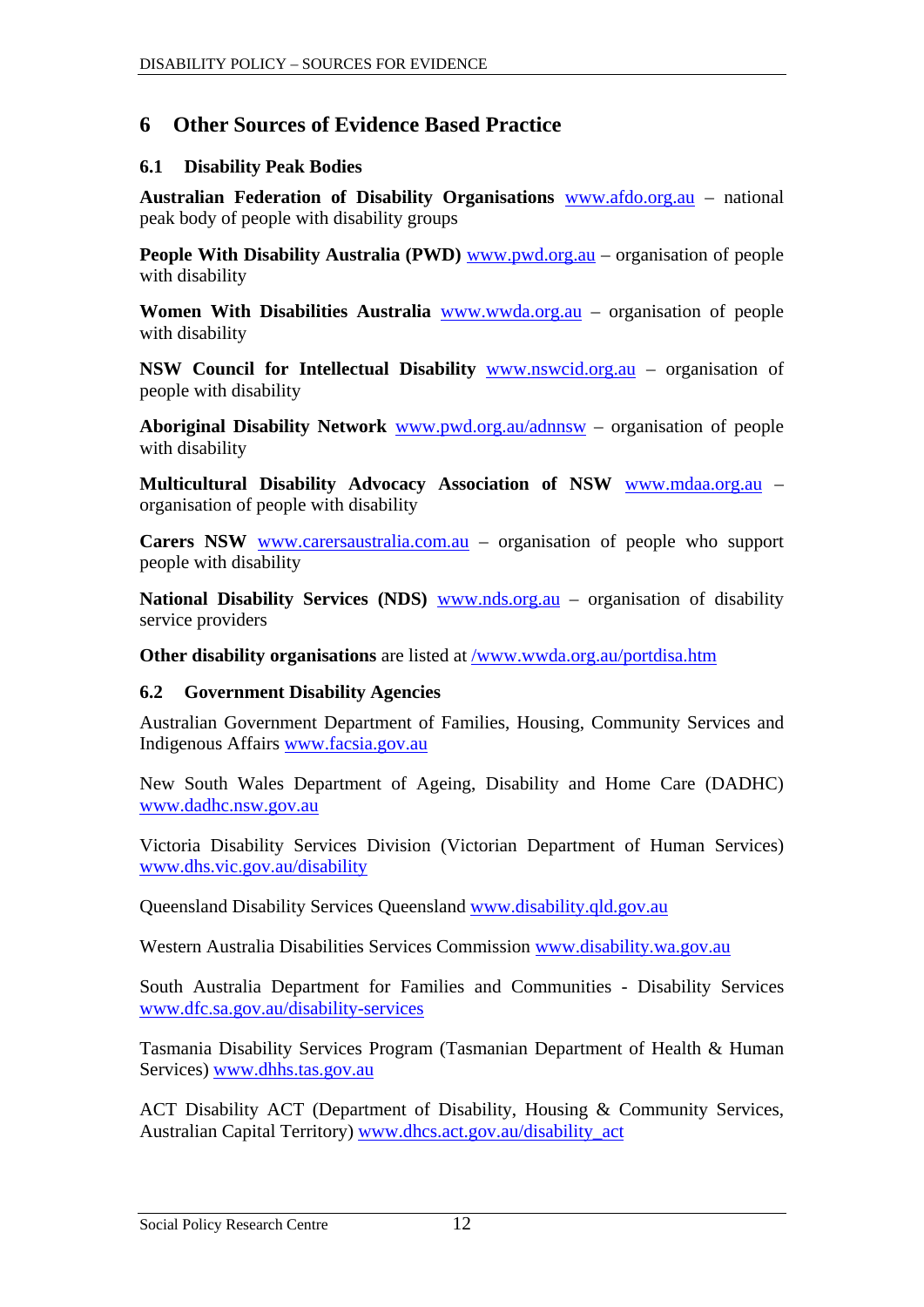# 6 Other Sources of Evidence Based Practice

## 6.1 Disability Peak Bodies

**Australian Federation of Disability Organisations** www.afdo.org.au – national peak body of people with disability groups

**People With Disability Australia (PWD)** www.pwd.org.au – organisation of people with disability

**Women With Disabilities Australia** www.wwda.org.au – organisation of people with disability

**NSW Council for Intellectual Disability** www.nswcid.org.au – organisation of people with disability

**Aboriginal Disability Network** www.pwd.org.au/adnnsw – organisation of people with disability

**Multicultural Disability Advocacy Association of NSW** www.mdaa.org.au – organisation of people with disability

**Carers NSW** www.carersaustralia.com.au – organisation of people who support people with disability

**National Disability Services (NDS)** www.nds.org.au – organisation of disability service providers

**Other disability organisations** are listed at /www.wwda.org.au/portdisa.htm

## 6.2 Government Disability Agencies

Australian Government Department of Families, Housing, Community Services and Indigenous Affairs www.facsia.gov.au

New South Wales Department of Ageing, Disability and Home Care (DADHC) www.dadhc.nsw.gov.au

Victoria Disability Services Division (Victorian Department of Human Services) www.dhs.vic.gov.au/disability

Queensland Disability Services Queensland www.disability.qld.gov.au

Western Australia Disabilities Services Commission www.disability.wa.gov.au

South Australia Department for Families and Communities - Disability Services www.dfc.sa.gov.au/disability-services

Tasmania Disability Services Program (Tasmanian Department of Health & Human Services) www.dhhs.tas.gov.au

ACT Disability ACT (Department of Disability, Housing & Community Services, Australian Capital Territory) www.dhcs.act.gov.au/disability_act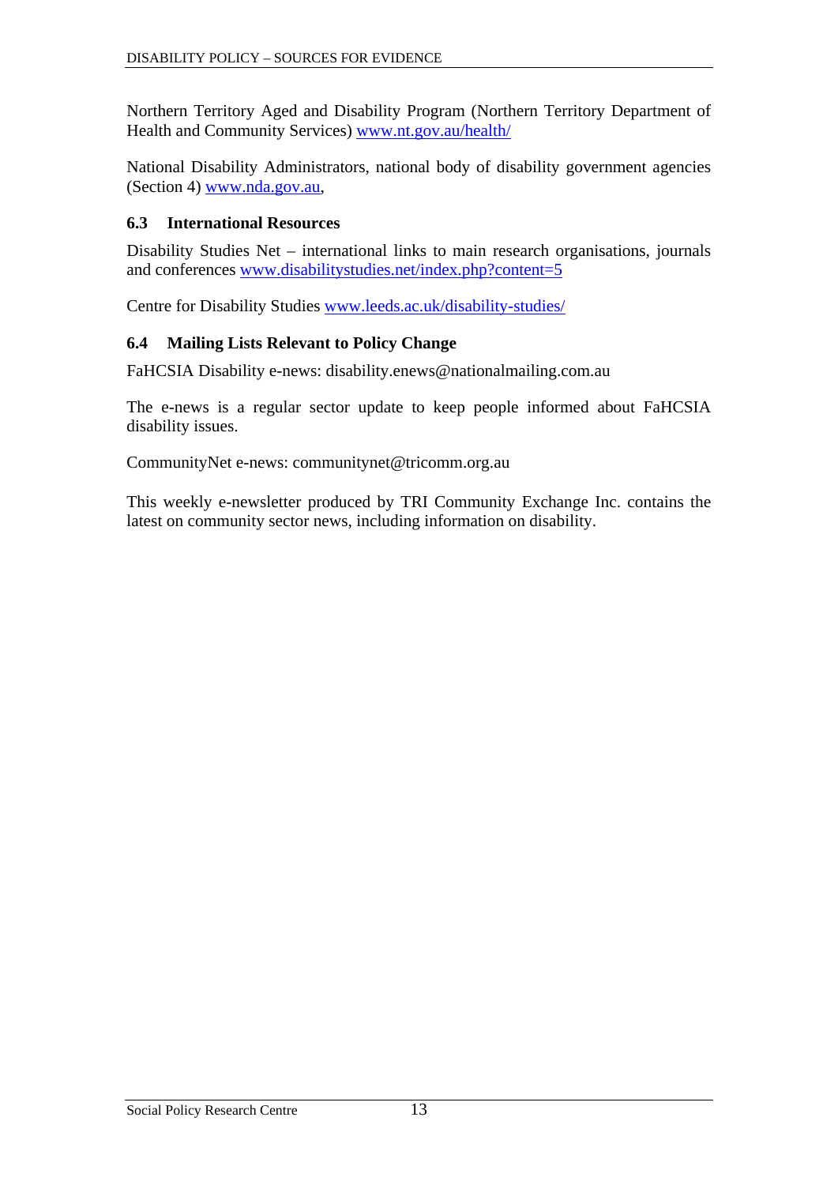Northern Territory Aged and Disability Program (Northern Territory Department of Health and Community Services) www.nt.gov.au/health/

National Disability Administrators, national body of disability government agencies (Section 4) www.nda.gov.au,

### 6.3 International Resources

Disability Studies Net – international links to main research organisations, journals and conferences www.disabilitystudies.net/index.php?content=5

Centre for Disability Studies www.leeds.ac.uk/disability-studies/

### 6.4 Mailing Lists Relevant to Policy Change

FaHCSIA Disability e-news: disability.enews@nationalmailing.com.au

The e-news is a regular sector update to keep people informed about FaHCSIA disability issues.

CommunityNet e-news: communitynet@tricomm.org.au

This weekly e-newsletter produced by TRI Community Exchange Inc. contains the latest on community sector news, including information on disability.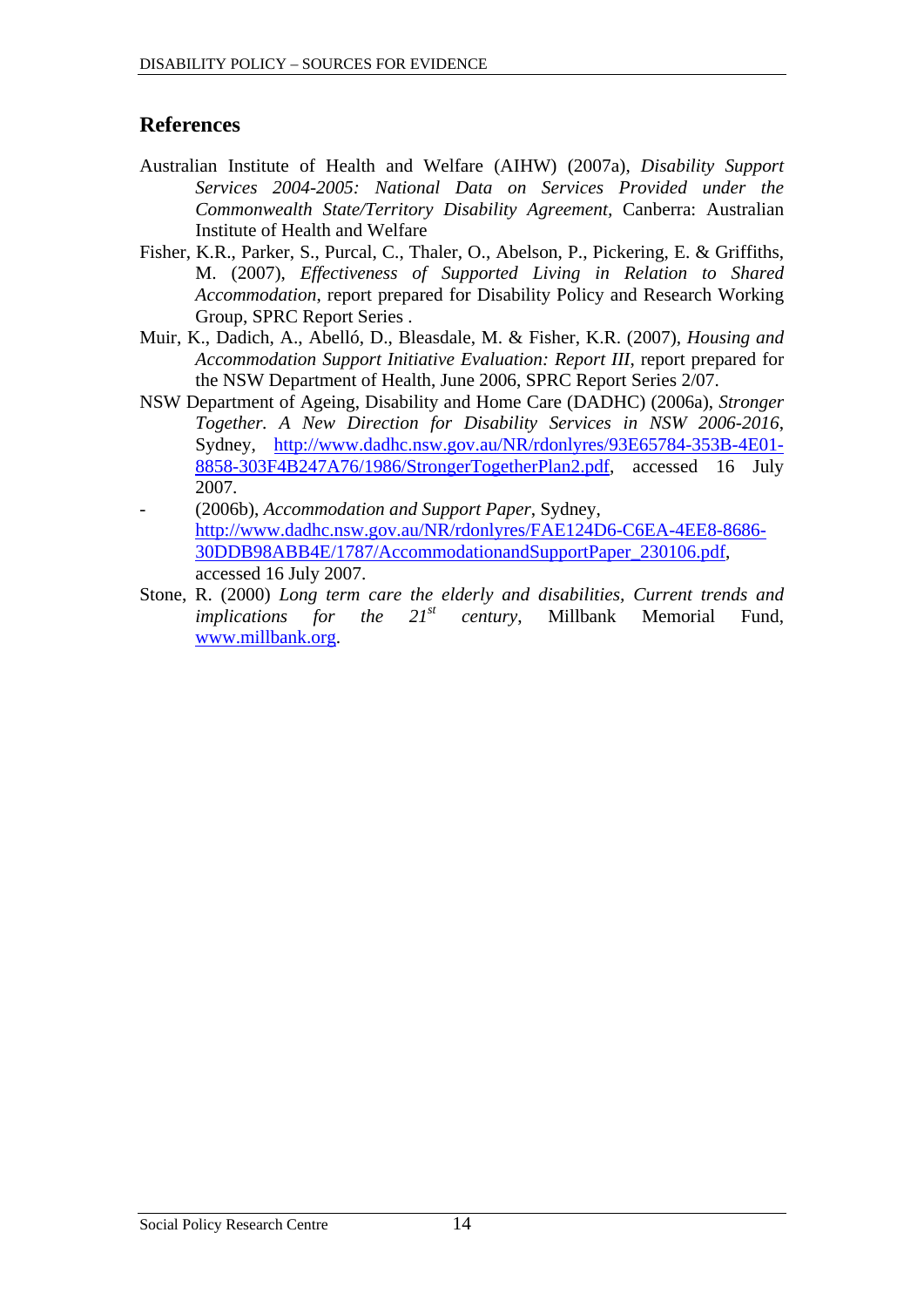## References

Australian Institute of Health and Welfare (AIHW) (2007a), *Disability Support Services 2004-2005: National Data on Services Provided under the Commonwealth State/Territory Disability Agreement*, Canberra: Australian Institute of Health and Welfare

Fisher, K.R., Parker, S., Purcal, C., Thaler, O., Abelson, P., Pickering, E. & Griffiths, M. (2007), *Effectiveness of Supported Living in Relation to Shared Accommodation*, report prepared for Disability Policy and Research Working Group, SPRC Report Series .

Muir, K., Dadich, A., Abelló, D., Bleasdale, M. & Fisher, K.R. (2007), *Housing and Accommodation Support Initiative Evaluation: Report III*, report prepared for the NSW Department of Health, June 2006, SPRC Report Series 2/07.

NSW Department of Ageing, Disability and Home Care (DADHC) (2006a), *Stronger Together. A New Direction for Disability Services in NSW 2006-2016*, Sydney, http://www.dadhc.nsw.gov.au/NR/rdonlyres/93E65784-353B-4E01-8858-303F4B247A76/1986/StrongerTogetherPlan2.pdf, accessed 16 July 2007.

\- (2006b), *Accommodation and Support Paper*, Sydney, http://www.dadhc.nsw.gov.au/NR/rdonlyres/FAE124D6-C6EA-4EE8-8686-30DDB98ABB4E/1787/AccommodationandSupportPaper_230106.pdf, accessed 16 July 2007.

Stone, R. (2000) *Long term care the elderly and disabilities, Current trends and implications for the 21st century*, Millbank Memorial Fund, www.millbank.org.